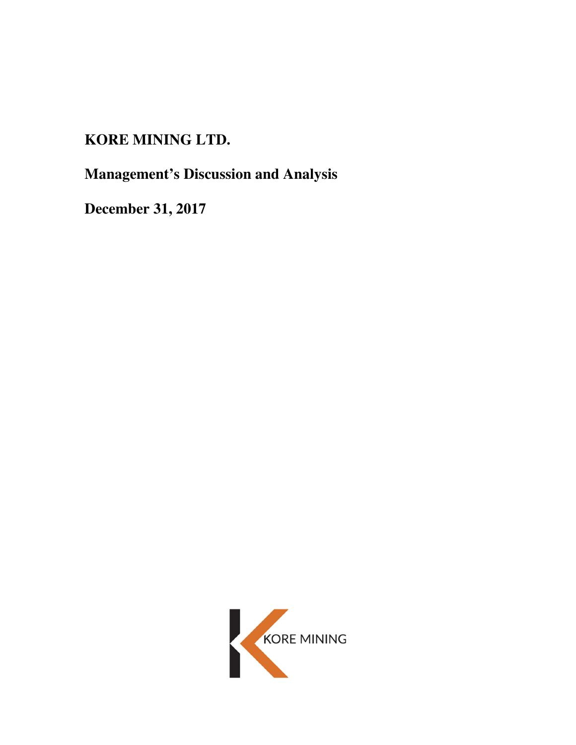# KORE MINING LTD.

## Management's Discussion and Analysis

## December 31, 2017

KORE MINING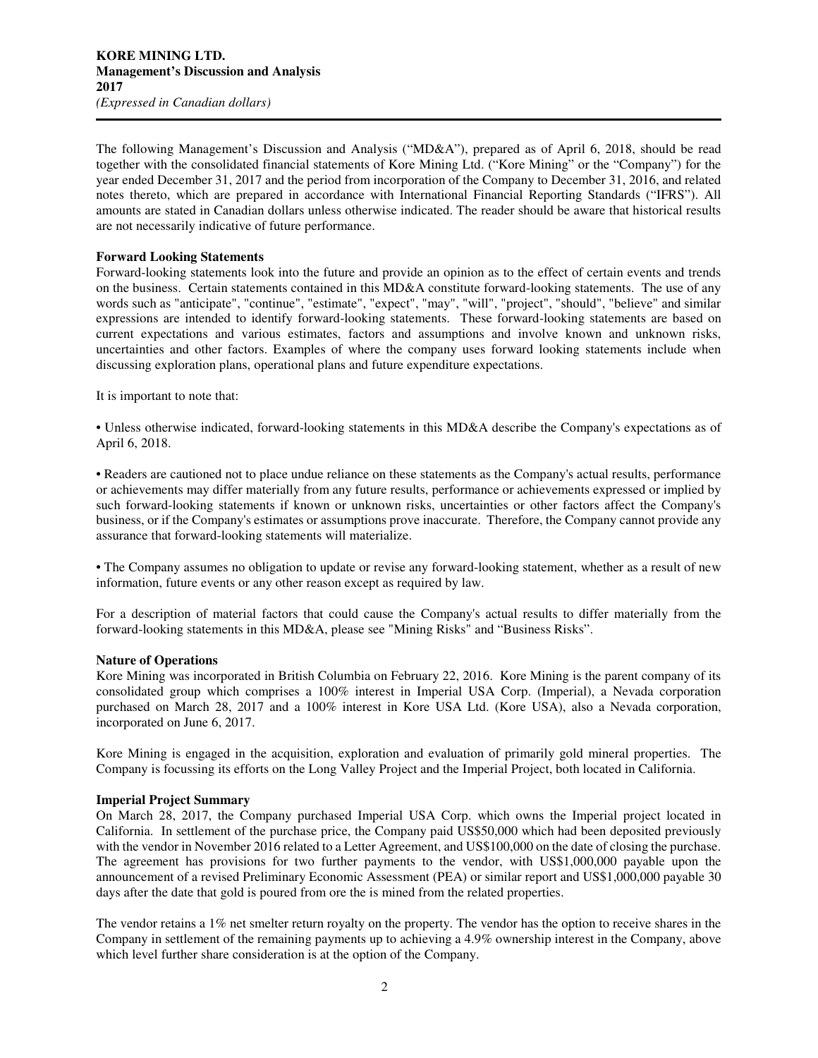The following Management's Discussion and Analysis ("MD&A"), prepared as of April 6, 2018, should be read together with the consolidated financial statements of Kore Mining Ltd. ("Kore Mining" or the "Company") for the year ended December 31, 2017 and the period from incorporation of the Company to December 31, 2016, and related notes thereto, which are prepared in accordance with International Financial Reporting Standards ("IFRS"). All amounts are stated in Canadian dollars unless otherwise indicated. The reader should be aware that historical results are not necessarily indicative of future performance.

**Forward Looking Statements**

Forward-looking statements look into the future and provide an opinion as to the effect of certain events and trends on the business. Certain statements contained in this MD&A constitute forward-looking statements. The use of any words such as "anticipate", "continue", "estimate", "expect", "may", "will", "project", "should", "believe" and similar expressions are intended to identify forward-looking statements. These forward-looking statements are based on current expectations and various estimates, factors and assumptions and involve known and unknown risks, uncertainties and other factors. Examples of where the company uses forward looking statements include when discussing exploration plans, operational plans and future expenditure expectations.

It is important to note that:

• Unless otherwise indicated, forward-looking statements in this MD&A describe the Company's expectations as of April 6, 2018.

• Readers are cautioned not to place undue reliance on these statements as the Company's actual results, performance or achievements may differ materially from any future results, performance or achievements expressed or implied by such forward-looking statements if known or unknown risks, uncertainties or other factors affect the Company's business, or if the Company's estimates or assumptions prove inaccurate. Therefore, the Company cannot provide any assurance that forward-looking statements will materialize.

• The Company assumes no obligation to update or revise any forward-looking statement, whether as a result of new information, future events or any other reason except as required by law.

For a description of material factors that could cause the Company's actual results to differ materially from the forward-looking statements in this MD&A, please see "Mining Risks" and "Business Risks".

**Nature of Operations**

Kore Mining was incorporated in British Columbia on February 22, 2016. Kore Mining is the parent company of its consolidated group which comprises a 100% interest in Imperial USA Corp. (Imperial), a Nevada corporation purchased on March 28, 2017 and a 100% interest in Kore USA Ltd. (Kore USA), also a Nevada corporation, incorporated on June 6, 2017.

Kore Mining is engaged in the acquisition, exploration and evaluation of primarily gold mineral properties. The Company is focussing its efforts on the Long Valley Project and the Imperial Project, both located in California.

**Imperial Project Summary**

On March 28, 2017, the Company purchased Imperial USA Corp. which owns the Imperial project located in California. In settlement of the purchase price, the Company paid US$50,000 which had been deposited previously with the vendor in November 2016 related to a Letter Agreement, and US$100,000 on the date of closing the purchase. The agreement has provisions for two further payments to the vendor, with US$1,000,000 payable upon the announcement of a revised Preliminary Economic Assessment (PEA) or similar report and US$1,000,000 payable 30 days after the date that gold is poured from ore the is mined from the related properties.

The vendor retains a 1% net smelter return royalty on the property. The vendor has the option to receive shares in the Company in settlement of the remaining payments up to achieving a 4.9% ownership interest in the Company, above which level further share consideration is at the option of the Company.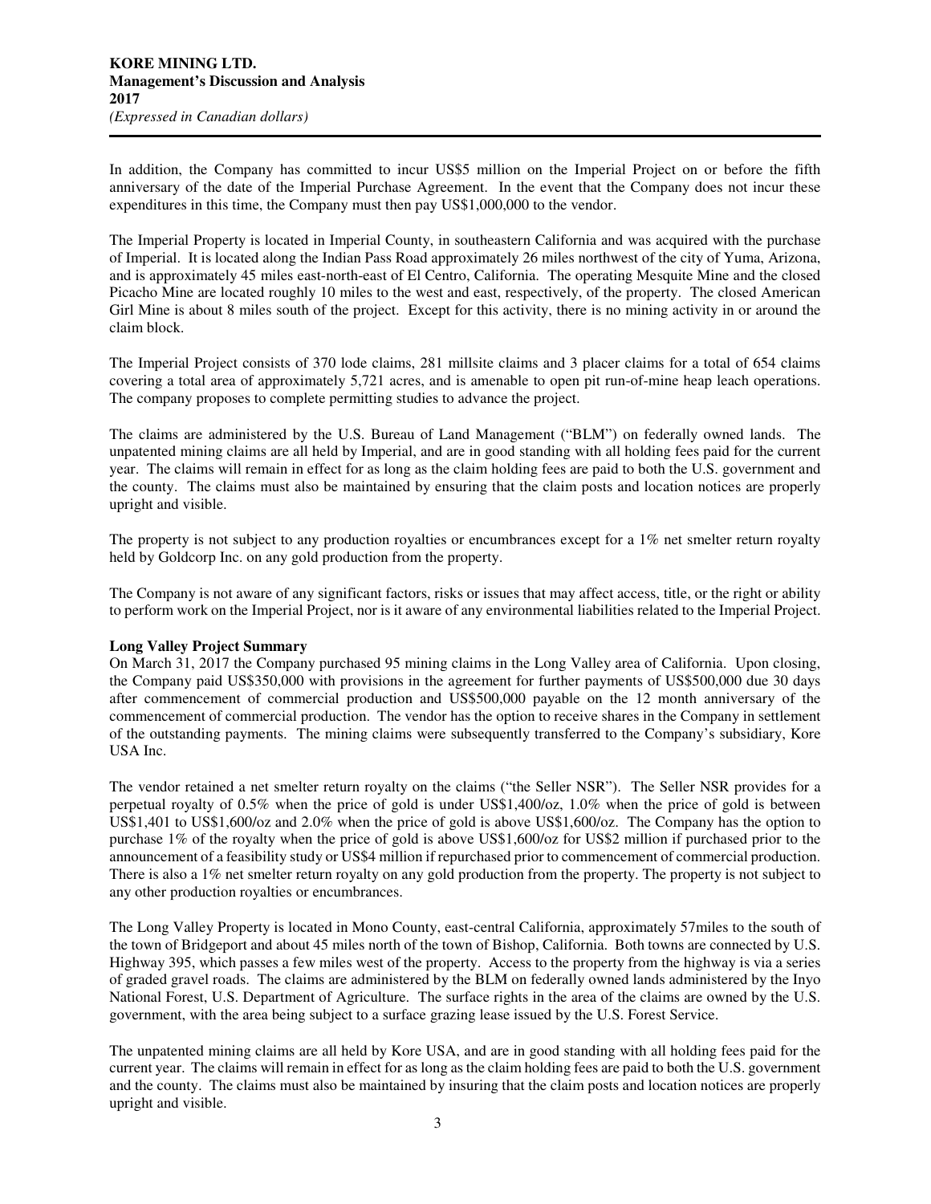In addition, the Company has committed to incur US$5 million on the Imperial Project on or before the fifth anniversary of the date of the Imperial Purchase Agreement. In the event that the Company does not incur these expenditures in this time, the Company must then pay US$1,000,000 to the vendor.

The Imperial Property is located in Imperial County, in southeastern California and was acquired with the purchase of Imperial. It is located along the Indian Pass Road approximately 26 miles northwest of the city of Yuma, Arizona, and is approximately 45 miles east-north-east of El Centro, California. The operating Mesquite Mine and the closed Picacho Mine are located roughly 10 miles to the west and east, respectively, of the property. The closed American Girl Mine is about 8 miles south of the project. Except for this activity, there is no mining activity in or around the claim block.

The Imperial Project consists of 370 lode claims, 281 millsite claims and 3 placer claims for a total of 654 claims covering a total area of approximately 5,721 acres, and is amenable to open pit run-of-mine heap leach operations. The company proposes to complete permitting studies to advance the project.

The claims are administered by the U.S. Bureau of Land Management ("BLM") on federally owned lands. The unpatented mining claims are all held by Imperial, and are in good standing with all holding fees paid for the current year. The claims will remain in effect for as long as the claim holding fees are paid to both the U.S. government and the county. The claims must also be maintained by ensuring that the claim posts and location notices are properly upright and visible.

The property is not subject to any production royalties or encumbrances except for a 1% net smelter return royalty held by Goldcorp Inc. on any gold production from the property.

The Company is not aware of any significant factors, risks or issues that may affect access, title, or the right or ability to perform work on the Imperial Project, nor is it aware of any environmental liabilities related to the Imperial Project.

**Long Valley Project Summary**

On March 31, 2017 the Company purchased 95 mining claims in the Long Valley area of California. Upon closing, the Company paid US$350,000 with provisions in the agreement for further payments of US$500,000 due 30 days after commencement of commercial production and US$500,000 payable on the 12 month anniversary of the commencement of commercial production. The vendor has the option to receive shares in the Company in settlement of the outstanding payments. The mining claims were subsequently transferred to the Company's subsidiary, Kore USA Inc.

The vendor retained a net smelter return royalty on the claims ("the Seller NSR"). The Seller NSR provides for a perpetual royalty of 0.5% when the price of gold is under US$1,400/oz, 1.0% when the price of gold is between US$1,401 to US$1,600/oz and 2.0% when the price of gold is above US$1,600/oz. The Company has the option to purchase 1% of the royalty when the price of gold is above US$1,600/oz for US$2 million if purchased prior to the announcement of a feasibility study or US$4 million if repurchased prior to commencement of commercial production. There is also a 1% net smelter return royalty on any gold production from the property. The property is not subject to any other production royalties or encumbrances.

The Long Valley Property is located in Mono County, east-central California, approximately 57miles to the south of the town of Bridgeport and about 45 miles north of the town of Bishop, California. Both towns are connected by U.S. Highway 395, which passes a few miles west of the property. Access to the property from the highway is via a series of graded gravel roads. The claims are administered by the BLM on federally owned lands administered by the Inyo National Forest, U.S. Department of Agriculture. The surface rights in the area of the claims are owned by the U.S. government, with the area being subject to a surface grazing lease issued by the U.S. Forest Service.

The unpatented mining claims are all held by Kore USA, and are in good standing with all holding fees paid for the current year. The claims will remain in effect for as long as the claim holding fees are paid to both the U.S. government and the county. The claims must also be maintained by insuring that the claim posts and location notices are properly upright and visible.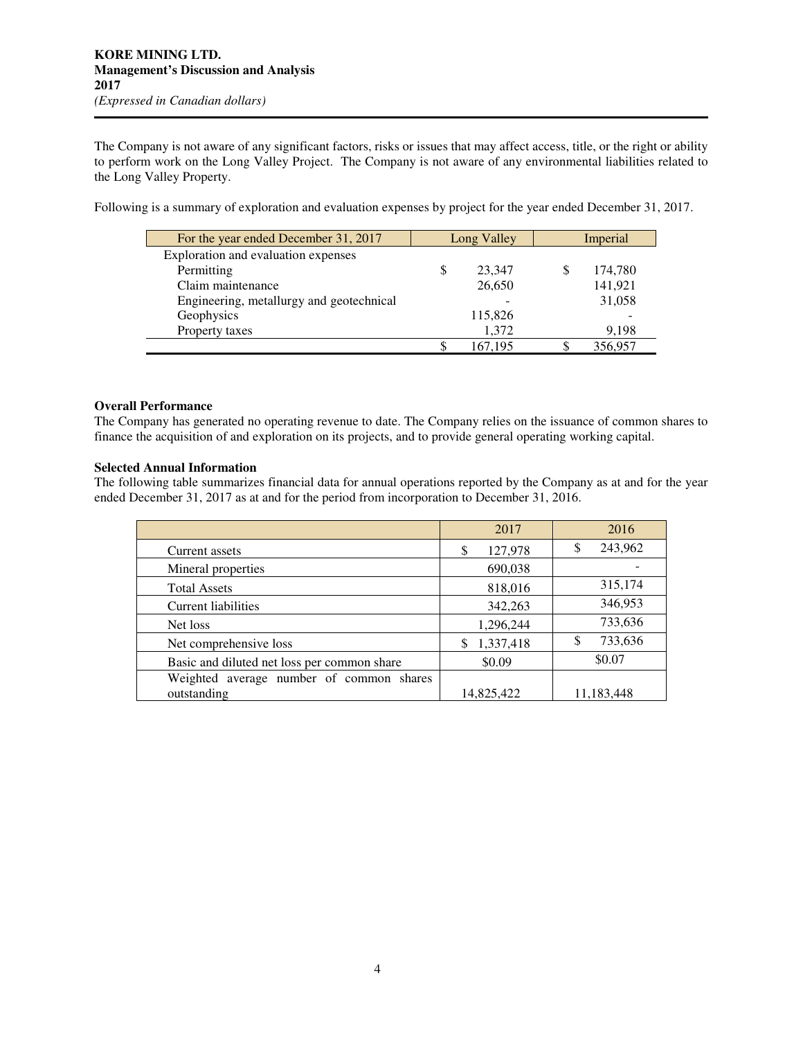The Company is not aware of any significant factors, risks or issues that may affect access, title, or the right or ability to perform work on the Long Valley Project. The Company is not aware of any environmental liabilities related to the Long Valley Property.

Following is a summary of exploration and evaluation expenses by project for the year ended December 31, 2017.

| For the year ended December 31, 2017 | Long Valley | Imperial |
|---|---|---|
| Exploration and evaluation expenses | | |
| Permitting | $ 23,347 | $ 174,780 |
| Claim maintenance | 26,650 | 141,921 |
| Engineering, metallurgy and geotechnical | - | 31,058 |
| Geophysics | 115,826 | - |
| Property taxes | 1,372 | 9,198 |
| | $ 167,195 | $ 356,957 |

**Overall Performance**

The Company has generated no operating revenue to date. The Company relies on the issuance of common shares to finance the acquisition of and exploration on its projects, and to provide general operating working capital.

**Selected Annual Information**

The following table summarizes financial data for annual operations reported by the Company as at and for the year ended December 31, 2017 as at and for the period from incorporation to December 31, 2016.

| | 2017 | 2016 |
|---|---|---|
| Current assets | $ 127,978 | $ 243,962 |
| Mineral properties | 690,038 | - |
| Total Assets | 818,016 | 315,174 |
| Current liabilities | 342,263 | 346,953 |
| Net loss | 1,296,244 | 733,636 |
| Net comprehensive loss | $ 1,337,418 | $ 733,636 |
| Basic and diluted net loss per common share | $0.09 | $0.07 |
| Weighted average number of common shares outstanding | 14,825,422 | 11,183,448 |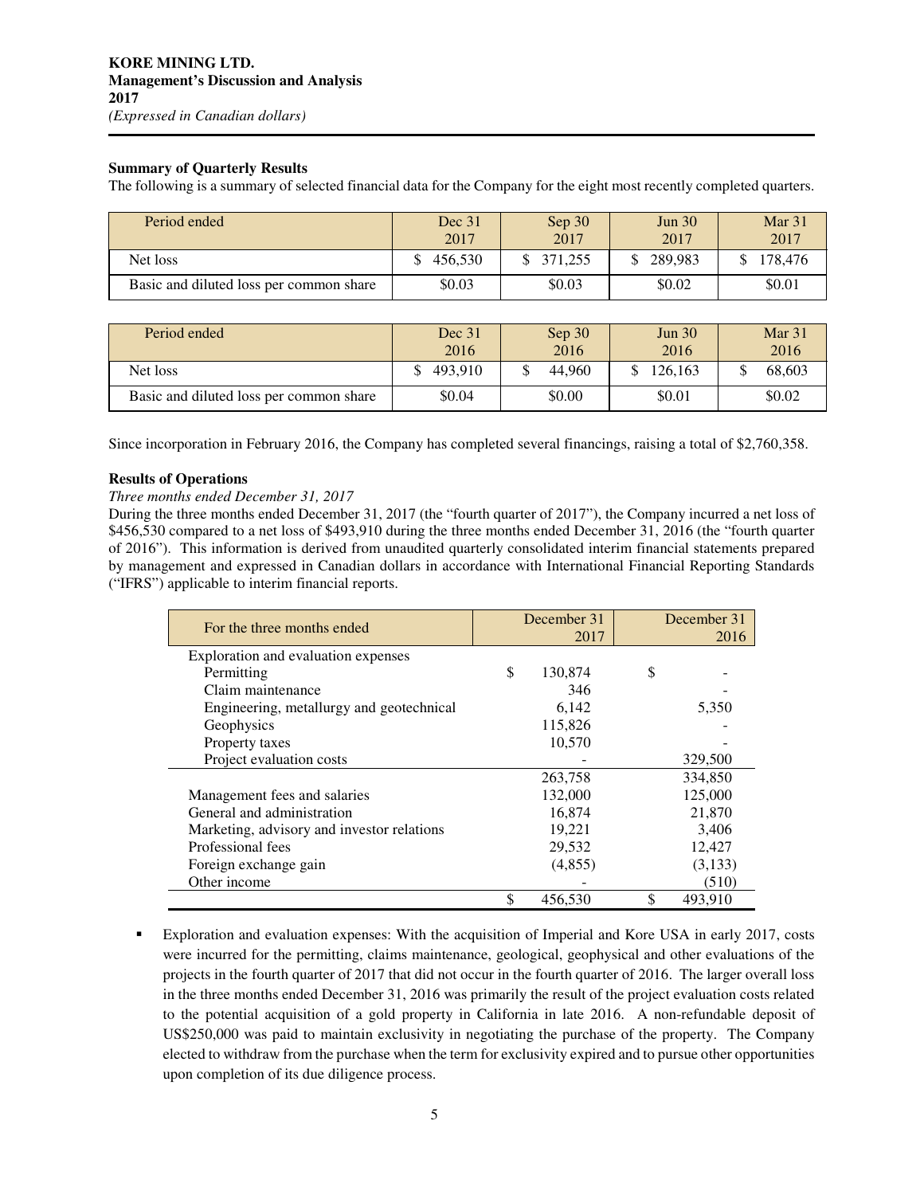**KORE MINING LTD.**
**Management's Discussion and Analysis**
**2017**
*(Expressed in Canadian dollars)*

**Summary of Quarterly Results**

The following is a summary of selected financial data for the Company for the eight most recently completed quarters.

| Period ended | Dec 31 2017 | Sep 30 2017 | Jun 30 2017 | Mar 31 2017 |
|---|---|---|---|---|
| Net loss | $ 456,530 | $ 371,255 | $ 289,983 | $ 178,476 |
| Basic and diluted loss per common share | $0.03 | $0.03 | $0.02 | $0.01 |

| Period ended | Dec 31 2016 | Sep 30 2016 | Jun 30 2016 | Mar 31 2016 |
|---|---|---|---|---|
| Net loss | $ 493,910 | $ 44,960 | $ 126,163 | $ 68,603 |
| Basic and diluted loss per common share | $0.04 | $0.00 | $0.01 | $0.02 |

Since incorporation in February 2016, the Company has completed several financings, raising a total of $2,760,358.

**Results of Operations**

*Three months ended December 31, 2017*

During the three months ended December 31, 2017 (the "fourth quarter of 2017"), the Company incurred a net loss of $456,530 compared to a net loss of $493,910 during the three months ended December 31, 2016 (the "fourth quarter of 2016"). This information is derived from unaudited quarterly consolidated interim financial statements prepared by management and expressed in Canadian dollars in accordance with International Financial Reporting Standards ("IFRS") applicable to interim financial reports.

| For the three months ended | December 31 2017 | December 31 2016 |
|---|---|---|
| Exploration and evaluation expenses | | |
| Permitting | $ 130,874 | $ - |
| Claim maintenance | 346 | - |
| Engineering, metallurgy and geotechnical | 6,142 | 5,350 |
| Geophysics | 115,826 | - |
| Property taxes | 10,570 | - |
| Project evaluation costs | - | 329,500 |
| | 263,758 | 334,850 |
| Management fees and salaries | 132,000 | 125,000 |
| General and administration | 16,874 | 21,870 |
| Marketing, advisory and investor relations | 19,221 | 3,406 |
| Professional fees | 29,532 | 12,427 |
| Foreign exchange gain | (4,855) | (3,133) |
| Other income | - | (510) |
| | $ 456,530 | $ 493,910 |

- Exploration and evaluation expenses: With the acquisition of Imperial and Kore USA in early 2017, costs were incurred for the permitting, claims maintenance, geological, geophysical and other evaluations of the projects in the fourth quarter of 2017 that did not occur in the fourth quarter of 2016. The larger overall loss in the three months ended December 31, 2016 was primarily the result of the project evaluation costs related to the potential acquisition of a gold property in California in late 2016. A non-refundable deposit of US$250,000 was paid to maintain exclusivity in negotiating the purchase of the property. The Company elected to withdraw from the purchase when the term for exclusivity expired and to pursue other opportunities upon completion of its due diligence process.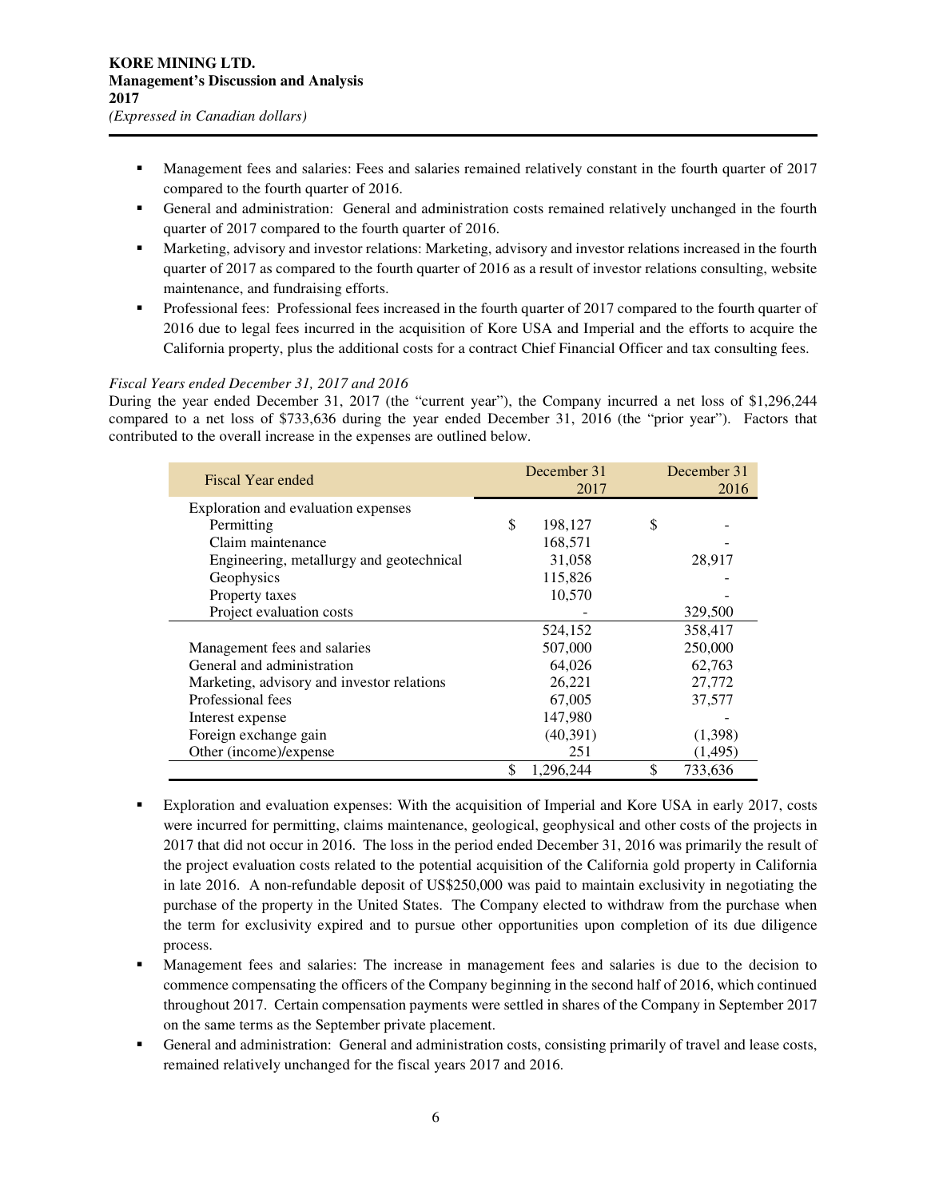- Management fees and salaries: Fees and salaries remained relatively constant in the fourth quarter of 2017 compared to the fourth quarter of 2016.
- General and administration: General and administration costs remained relatively unchanged in the fourth quarter of 2017 compared to the fourth quarter of 2016.
- Marketing, advisory and investor relations: Marketing, advisory and investor relations increased in the fourth quarter of 2017 as compared to the fourth quarter of 2016 as a result of investor relations consulting, website maintenance, and fundraising efforts.
- Professional fees: Professional fees increased in the fourth quarter of 2017 compared to the fourth quarter of 2016 due to legal fees incurred in the acquisition of Kore USA and Imperial and the efforts to acquire the California property, plus the additional costs for a contract Chief Financial Officer and tax consulting fees.

*Fiscal Years ended December 31, 2017 and 2016*

During the year ended December 31, 2017 (the "current year"), the Company incurred a net loss of $1,296,244 compared to a net loss of $733,636 during the year ended December 31, 2016 (the "prior year"). Factors that contributed to the overall increase in the expenses are outlined below.

| Fiscal Year ended | December 31 2017 | December 31 2016 |
|---|---|---|
| Exploration and evaluation expenses | | |
| Permitting | $ 198,127 | $ - |
| Claim maintenance | 168,571 | - |
| Engineering, metallurgy and geotechnical | 31,058 | 28,917 |
| Geophysics | 115,826 | - |
| Property taxes | 10,570 | - |
| Project evaluation costs | - | 329,500 |
| | 524,152 | 358,417 |
| Management fees and salaries | 507,000 | 250,000 |
| General and administration | 64,026 | 62,763 |
| Marketing, advisory and investor relations | 26,221 | 27,772 |
| Professional fees | 67,005 | 37,577 |
| Interest expense | 147,980 | - |
| Foreign exchange gain | (40,391) | (1,398) |
| Other (income)/expense | 251 | (1,495) |
| | $ 1,296,244 | $ 733,636 |

- Exploration and evaluation expenses: With the acquisition of Imperial and Kore USA in early 2017, costs were incurred for permitting, claims maintenance, geological, geophysical and other costs of the projects in 2017 that did not occur in 2016. The loss in the period ended December 31, 2016 was primarily the result of the project evaluation costs related to the potential acquisition of the California gold property in California in late 2016. A non-refundable deposit of US$250,000 was paid to maintain exclusivity in negotiating the purchase of the property in the United States. The Company elected to withdraw from the purchase when the term for exclusivity expired and to pursue other opportunities upon completion of its due diligence process.
- Management fees and salaries: The increase in management fees and salaries is due to the decision to commence compensating the officers of the Company beginning in the second half of 2016, which continued throughout 2017. Certain compensation payments were settled in shares of the Company in September 2017 on the same terms as the September private placement.
- General and administration: General and administration costs, consisting primarily of travel and lease costs, remained relatively unchanged for the fiscal years 2017 and 2016.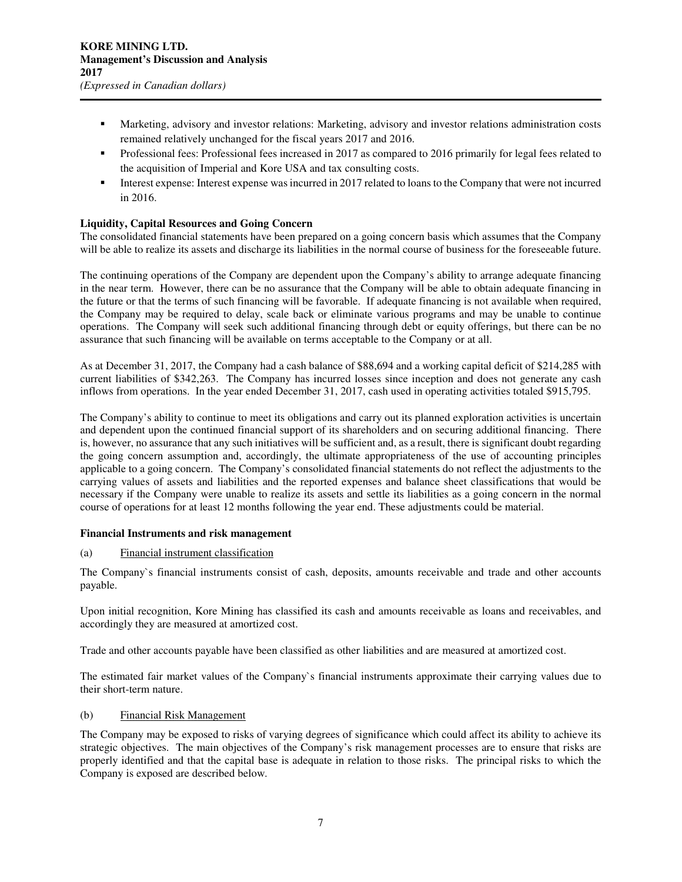- Marketing, advisory and investor relations: Marketing, advisory and investor relations administration costs remained relatively unchanged for the fiscal years 2017 and 2016.
- Professional fees: Professional fees increased in 2017 as compared to 2016 primarily for legal fees related to the acquisition of Imperial and Kore USA and tax consulting costs.
- Interest expense: Interest expense was incurred in 2017 related to loans to the Company that were not incurred in 2016.

**Liquidity, Capital Resources and Going Concern**

The consolidated financial statements have been prepared on a going concern basis which assumes that the Company will be able to realize its assets and discharge its liabilities in the normal course of business for the foreseeable future.

The continuing operations of the Company are dependent upon the Company's ability to arrange adequate financing in the near term. However, there can be no assurance that the Company will be able to obtain adequate financing in the future or that the terms of such financing will be favorable. If adequate financing is not available when required, the Company may be required to delay, scale back or eliminate various programs and may be unable to continue operations. The Company will seek such additional financing through debt or equity offerings, but there can be no assurance that such financing will be available on terms acceptable to the Company or at all.

As at December 31, 2017, the Company had a cash balance of $88,694 and a working capital deficit of $214,285 with current liabilities of $342,263. The Company has incurred losses since inception and does not generate any cash inflows from operations. In the year ended December 31, 2017, cash used in operating activities totaled $915,795.

The Company's ability to continue to meet its obligations and carry out its planned exploration activities is uncertain and dependent upon the continued financial support of its shareholders and on securing additional financing. There is, however, no assurance that any such initiatives will be sufficient and, as a result, there is significant doubt regarding the going concern assumption and, accordingly, the ultimate appropriateness of the use of accounting principles applicable to a going concern. The Company's consolidated financial statements do not reflect the adjustments to the carrying values of assets and liabilities and the reported expenses and balance sheet classifications that would be necessary if the Company were unable to realize its assets and settle its liabilities as a going concern in the normal course of operations for at least 12 months following the year end. These adjustments could be material.

**Financial Instruments and risk management**

(a) Financial instrument classification

The Company`s financial instruments consist of cash, deposits, amounts receivable and trade and other accounts payable.

Upon initial recognition, Kore Mining has classified its cash and amounts receivable as loans and receivables, and accordingly they are measured at amortized cost.

Trade and other accounts payable have been classified as other liabilities and are measured at amortized cost.

The estimated fair market values of the Company`s financial instruments approximate their carrying values due to their short-term nature.

(b) Financial Risk Management

The Company may be exposed to risks of varying degrees of significance which could affect its ability to achieve its strategic objectives. The main objectives of the Company's risk management processes are to ensure that risks are properly identified and that the capital base is adequate in relation to those risks. The principal risks to which the Company is exposed are described below.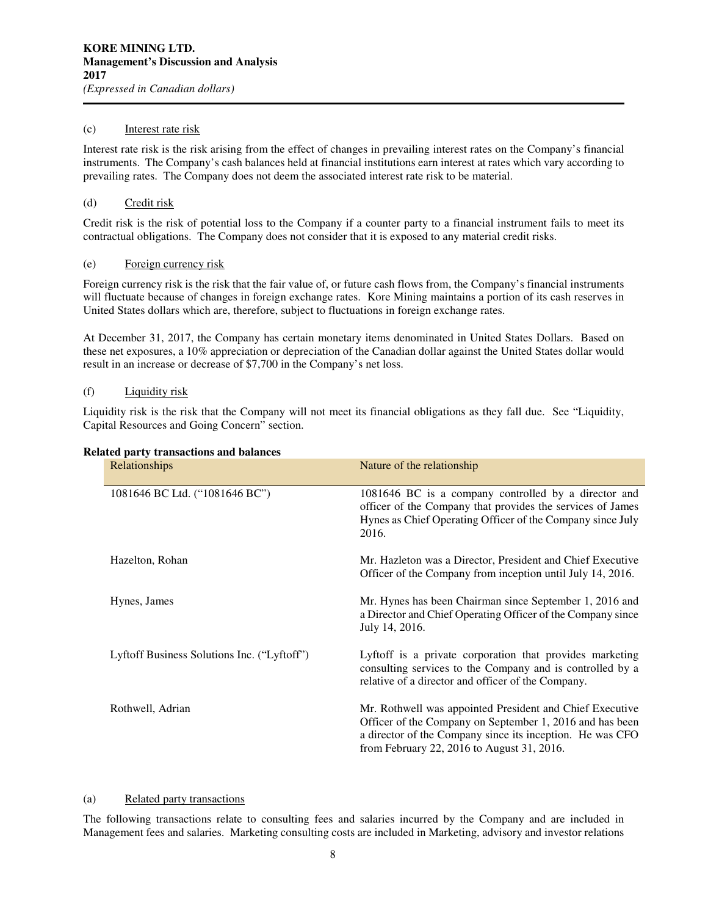(c) Interest rate risk

Interest rate risk is the risk arising from the effect of changes in prevailing interest rates on the Company's financial instruments. The Company's cash balances held at financial institutions earn interest at rates which vary according to prevailing rates. The Company does not deem the associated interest rate risk to be material.

(d) Credit risk

Credit risk is the risk of potential loss to the Company if a counter party to a financial instrument fails to meet its contractual obligations. The Company does not consider that it is exposed to any material credit risks.

(e) Foreign currency risk

Foreign currency risk is the risk that the fair value of, or future cash flows from, the Company's financial instruments will fluctuate because of changes in foreign exchange rates. Kore Mining maintains a portion of its cash reserves in United States dollars which are, therefore, subject to fluctuations in foreign exchange rates.

At December 31, 2017, the Company has certain monetary items denominated in United States Dollars. Based on these net exposures, a 10% appreciation or depreciation of the Canadian dollar against the United States dollar would result in an increase or decrease of $7,700 in the Company's net loss.

(f) Liquidity risk

Liquidity risk is the risk that the Company will not meet its financial obligations as they fall due. See "Liquidity, Capital Resources and Going Concern" section.

**Related party transactions and balances**

| Relationships | Nature of the relationship |
|---|---|
| 1081646 BC Ltd. ("1081646 BC") | 1081646 BC is a company controlled by a director and officer of the Company that provides the services of James Hynes as Chief Operating Officer of the Company since July 2016. |
| Hazelton, Rohan | Mr. Hazleton was a Director, President and Chief Executive Officer of the Company from inception until July 14, 2016. |
| Hynes, James | Mr. Hynes has been Chairman since September 1, 2016 and a Director and Chief Operating Officer of the Company since July 14, 2016. |
| Lyftoff Business Solutions Inc. ("Lyftoff") | Lyftoff is a private corporation that provides marketing consulting services to the Company and is controlled by a relative of a director and officer of the Company. |
| Rothwell, Adrian | Mr. Rothwell was appointed President and Chief Executive Officer of the Company on September 1, 2016 and has been a director of the Company since its inception. He was CFO from February 22, 2016 to August 31, 2016. |

(a) Related party transactions

The following transactions relate to consulting fees and salaries incurred by the Company and are included in Management fees and salaries. Marketing consulting costs are included in Marketing, advisory and investor relations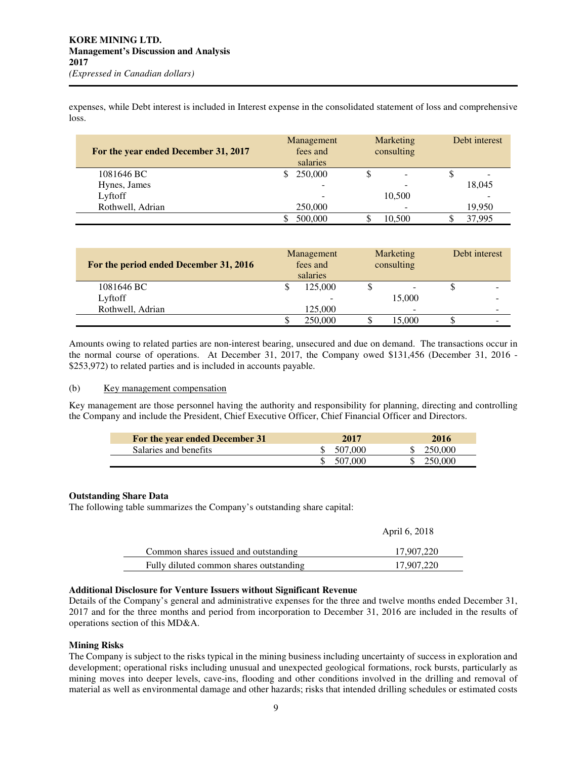expenses, while Debt interest is included in Interest expense in the consolidated statement of loss and comprehensive loss.

| For the year ended December 31, 2017 | Management fees and salaries | Marketing consulting | Debt interest |
|---|---|---|---|
| 1081646 BC | $ 250,000 | $ - | $ - |
| Hynes, James | - | - | 18,045 |
| Lyftoff | - | 10,500 | - |
| Rothwell, Adrian | 250,000 | - | 19,950 |
| | $ 500,000 | $ 10,500 | $ 37,995 |

| For the period ended December 31, 2016 | Management fees and salaries | Marketing consulting | Debt interest |
|---|---|---|---|
| 1081646 BC | $ 125,000 | $ - | $ - |
| Lyftoff | - | 15,000 | - |
| Rothwell, Adrian | 125,000 | - | - |
| | $ 250,000 | $ 15,000 | $ - |

Amounts owing to related parties are non-interest bearing, unsecured and due on demand. The transactions occur in the normal course of operations. At December 31, 2017, the Company owed $131,456 (December 31, 2016 - $253,972) to related parties and is included in accounts payable.

(b) Key management compensation

Key management are those personnel having the authority and responsibility for planning, directing and controlling the Company and include the President, Chief Executive Officer, Chief Financial Officer and Directors.

| For the year ended December 31 | 2017 | 2016 |
|---|---|---|
| Salaries and benefits | $ 507,000 | $ 250,000 |
| | $ 507,000 | $ 250,000 |

**Outstanding Share Data**

The following table summarizes the Company's outstanding share capital:

| | April 6, 2018 |
|---|---|
| Common shares issued and outstanding | 17,907,220 |
| Fully diluted common shares outstanding | 17,907,220 |

**Additional Disclosure for Venture Issuers without Significant Revenue**

Details of the Company's general and administrative expenses for the three and twelve months ended December 31, 2017 and for the three months and period from incorporation to December 31, 2016 are included in the results of operations section of this MD&A.

**Mining Risks**

The Company is subject to the risks typical in the mining business including uncertainty of success in exploration and development; operational risks including unusual and unexpected geological formations, rock bursts, particularly as mining moves into deeper levels, cave-ins, flooding and other conditions involved in the drilling and removal of material as well as environmental damage and other hazards; risks that intended drilling schedules or estimated costs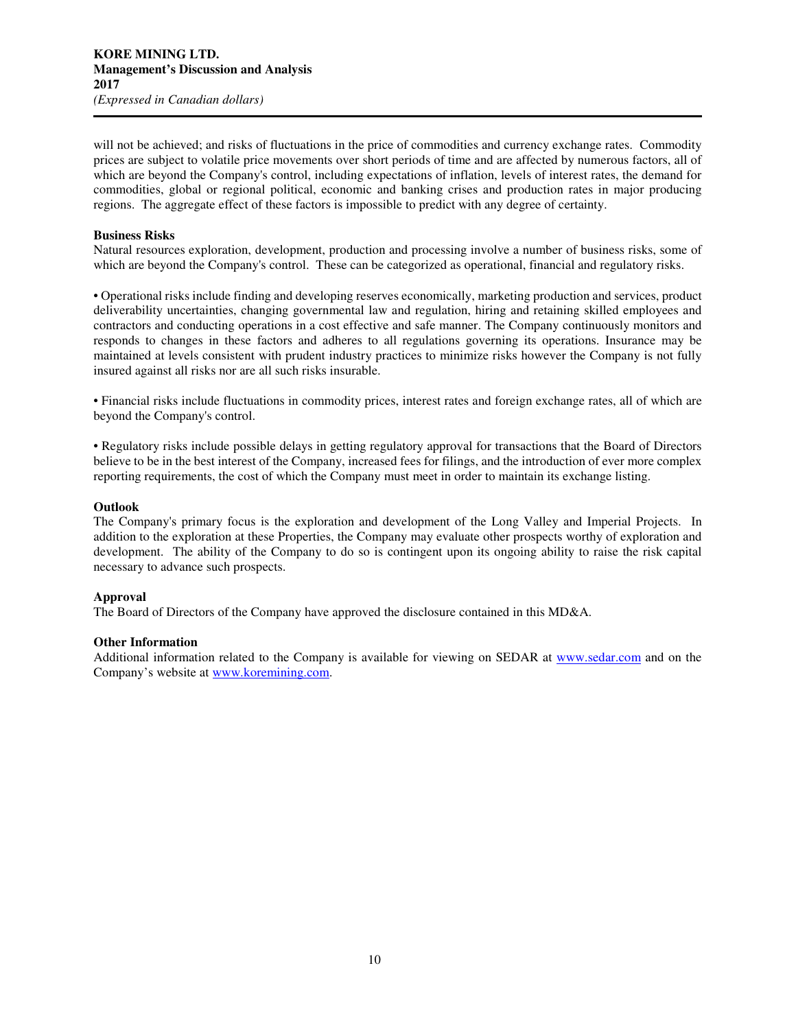will not be achieved; and risks of fluctuations in the price of commodities and currency exchange rates. Commodity prices are subject to volatile price movements over short periods of time and are affected by numerous factors, all of which are beyond the Company's control, including expectations of inflation, levels of interest rates, the demand for commodities, global or regional political, economic and banking crises and production rates in major producing regions. The aggregate effect of these factors is impossible to predict with any degree of certainty.

**Business Risks**

Natural resources exploration, development, production and processing involve a number of business risks, some of which are beyond the Company's control. These can be categorized as operational, financial and regulatory risks.

• Operational risks include finding and developing reserves economically, marketing production and services, product deliverability uncertainties, changing governmental law and regulation, hiring and retaining skilled employees and contractors and conducting operations in a cost effective and safe manner. The Company continuously monitors and responds to changes in these factors and adheres to all regulations governing its operations. Insurance may be maintained at levels consistent with prudent industry practices to minimize risks however the Company is not fully insured against all risks nor are all such risks insurable.

• Financial risks include fluctuations in commodity prices, interest rates and foreign exchange rates, all of which are beyond the Company's control.

• Regulatory risks include possible delays in getting regulatory approval for transactions that the Board of Directors believe to be in the best interest of the Company, increased fees for filings, and the introduction of ever more complex reporting requirements, the cost of which the Company must meet in order to maintain its exchange listing.

**Outlook**

The Company's primary focus is the exploration and development of the Long Valley and Imperial Projects. In addition to the exploration at these Properties, the Company may evaluate other prospects worthy of exploration and development. The ability of the Company to do so is contingent upon its ongoing ability to raise the risk capital necessary to advance such prospects.

**Approval**

The Board of Directors of the Company have approved the disclosure contained in this MD&A.

**Other Information**

Additional information related to the Company is available for viewing on SEDAR at www.sedar.com and on the Company's website at www.koremining.com.